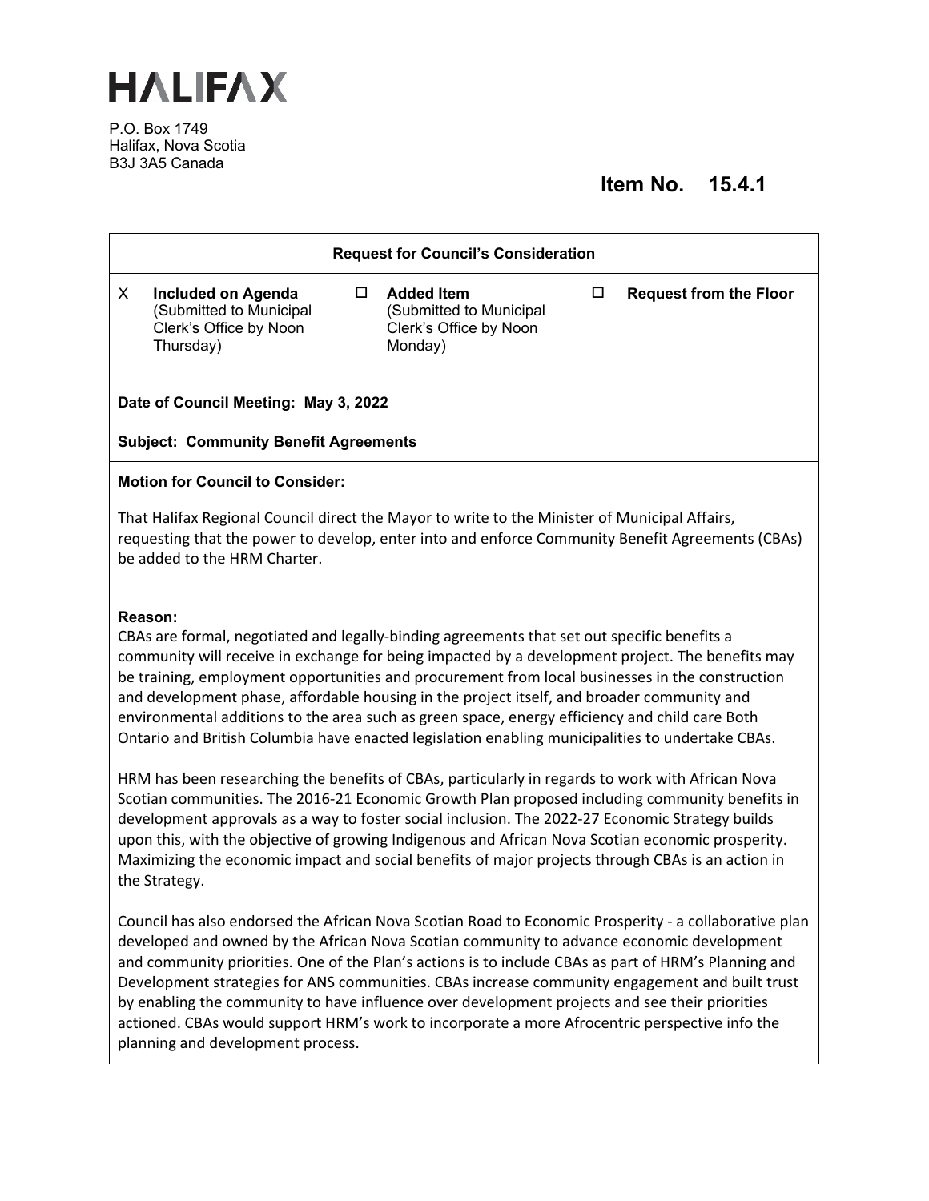# HALIFAX

P.O. Box 1749
Halifax, Nova Scotia
B3J 3A5 Canada

## Item No. 15.4.1

**Request for Council's Consideration**

| | | |
|---|---|---|
| X **Included on Agenda** (Submitted to Municipal Clerk's Office by Noon Thursday) | ☐ **Added Item** (Submitted to Municipal Clerk's Office by Noon Monday) | ☐ **Request from the Floor** |

**Date of Council Meeting: May 3, 2022**

**Subject: Community Benefit Agreements**

**Motion for Council to Consider:**

That Halifax Regional Council direct the Mayor to write to the Minister of Municipal Affairs, requesting that the power to develop, enter into and enforce Community Benefit Agreements (CBAs) be added to the HRM Charter.

**Reason:**

CBAs are formal, negotiated and legally-binding agreements that set out specific benefits a community will receive in exchange for being impacted by a development project. The benefits may be training, employment opportunities and procurement from local businesses in the construction and development phase, affordable housing in the project itself, and broader community and environmental additions to the area such as green space, energy efficiency and child care Both Ontario and British Columbia have enacted legislation enabling municipalities to undertake CBAs.

HRM has been researching the benefits of CBAs, particularly in regards to work with African Nova Scotian communities. The 2016-21 Economic Growth Plan proposed including community benefits in development approvals as a way to foster social inclusion. The 2022-27 Economic Strategy builds upon this, with the objective of growing Indigenous and African Nova Scotian economic prosperity. Maximizing the economic impact and social benefits of major projects through CBAs is an action in the Strategy.

Council has also endorsed the African Nova Scotian Road to Economic Prosperity - a collaborative plan developed and owned by the African Nova Scotian community to advance economic development and community priorities. One of the Plan's actions is to include CBAs as part of HRM's Planning and Development strategies for ANS communities. CBAs increase community engagement and built trust by enabling the community to have influence over development projects and see their priorities actioned. CBAs would support HRM's work to incorporate a more Afrocentric perspective info the planning and development process.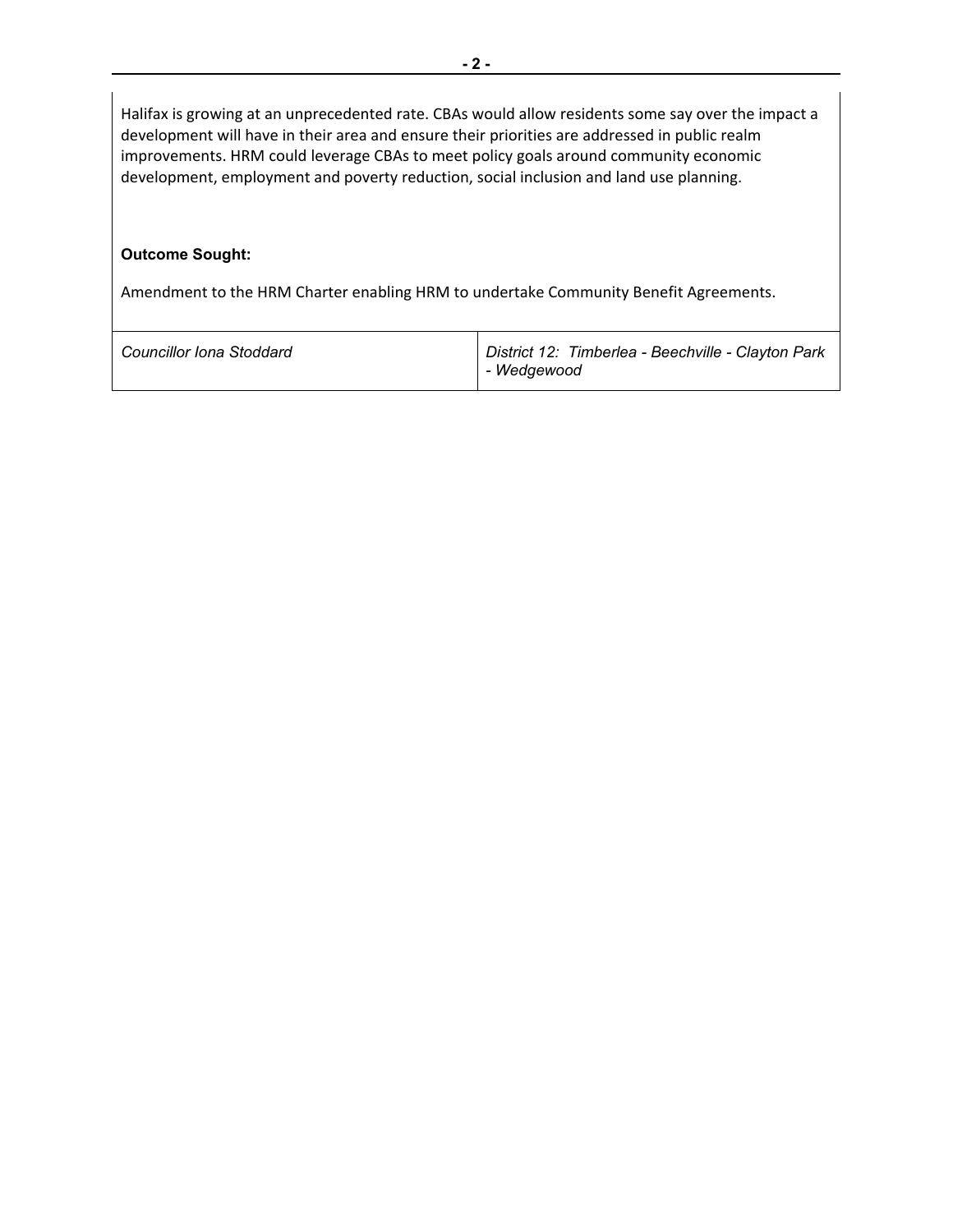Halifax is growing at an unprecedented rate. CBAs would allow residents some say over the impact a development will have in their area and ensure their priorities are addressed in public realm improvements. HRM could leverage CBAs to meet policy goals around community economic development, employment and poverty reduction, social inclusion and land use planning.

**Outcome Sought:**

Amendment to the HRM Charter enabling HRM to undertake Community Benefit Agreements.

| | |
|---|---|
| *Councillor Iona Stoddard* | *District 12: Timberlea - Beechville - Clayton Park - Wedgewood* |